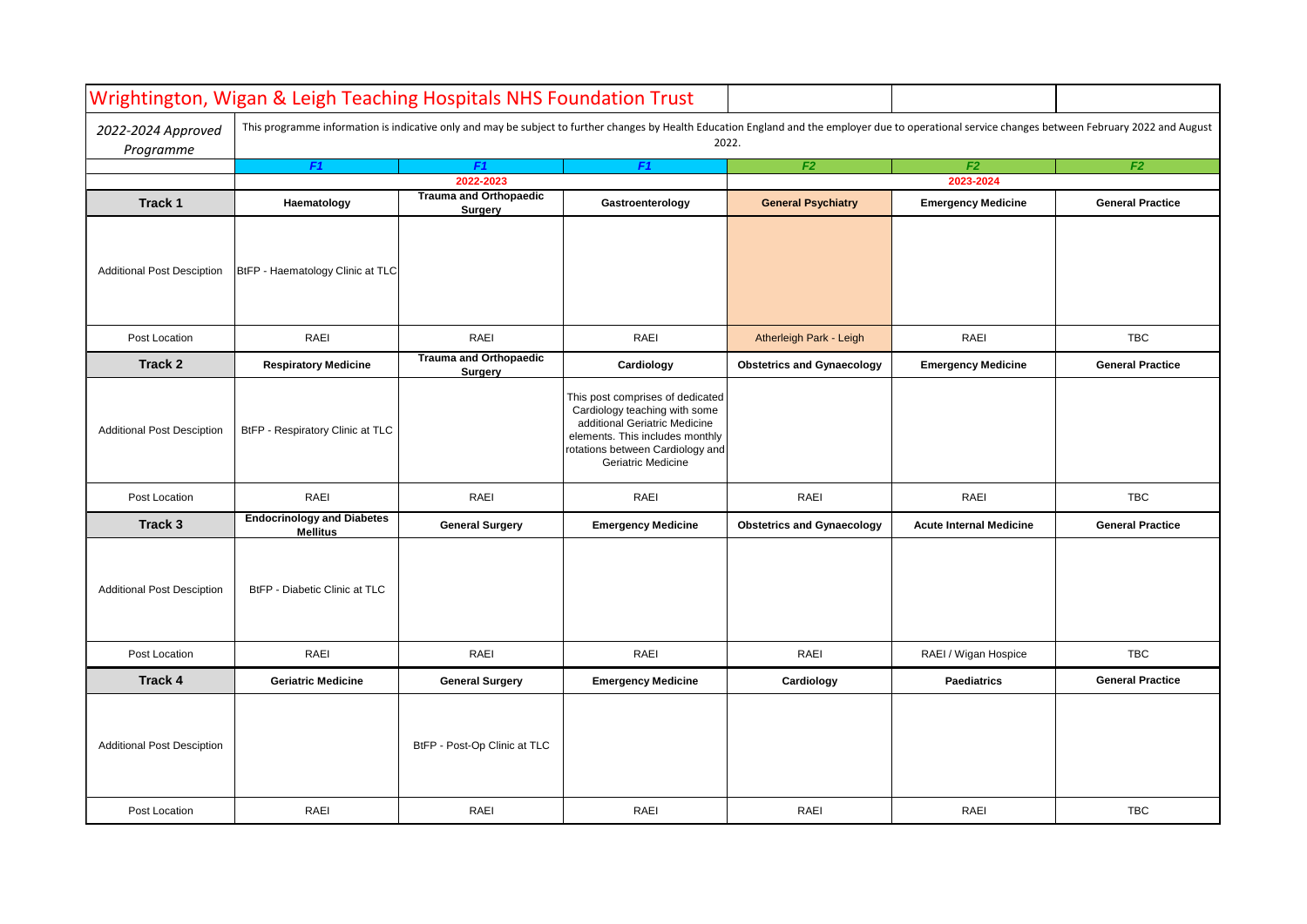# Wrightington, Wigan & Leigh Teaching Hospitals NHS Foundation Trust

*2022-2024 Approved Programme*

This programme information is indicative only and may be subject to further changes by Health Education England and the employer due to operational service changes between February 2022 and August 2022.

| | *F1* | *F1* | *F1* | *F2* | *F2* | *F2* |
|---|---|---|---|---|---|---|
| | 2022-2023 | | | 2023-2024 | | |
| **Track 1** | **Haematology** | **Trauma and Orthopaedic Surgery** | **Gastroenterology** | **General Psychiatry** | **Emergency Medicine** | **General Practice** |
| Additional Post Desciption | BtFP - Haematology Clinic at TLC | | | | | |
| Post Location | RAEI | RAEI | RAEI | Atherleigh Park - Leigh | RAEI | TBC |
| **Track 2** | **Respiratory Medicine** | **Trauma and Orthopaedic Surgery** | **Cardiology** | **Obstetrics and Gynaecology** | **Emergency Medicine** | **General Practice** |
| Additional Post Desciption | BtFP - Respiratory Clinic at TLC | | This post comprises of dedicated Cardiology teaching with some additional Geriatric Medicine elements. This includes monthly rotations between Cardiology and Geriatric Medicine | | | |
| Post Location | RAEI | RAEI | RAEI | RAEI | RAEI | TBC |
| **Track 3** | **Endocrinology and Diabetes Mellitus** | **General Surgery** | **Emergency Medicine** | **Obstetrics and Gynaecology** | **Acute Internal Medicine** | **General Practice** |
| Additional Post Desciption | BtFP - Diabetic Clinic at TLC | | | | | |
| Post Location | RAEI | RAEI | RAEI | RAEI | RAEI / Wigan Hospice | TBC |
| **Track 4** | **Geriatric Medicine** | **General Surgery** | **Emergency Medicine** | **Cardiology** | **Paediatrics** | **General Practice** |
| Additional Post Desciption | | BtFP - Post-Op Clinic at TLC | | | | |
| Post Location | RAEI | RAEI | RAEI | RAEI | RAEI | TBC |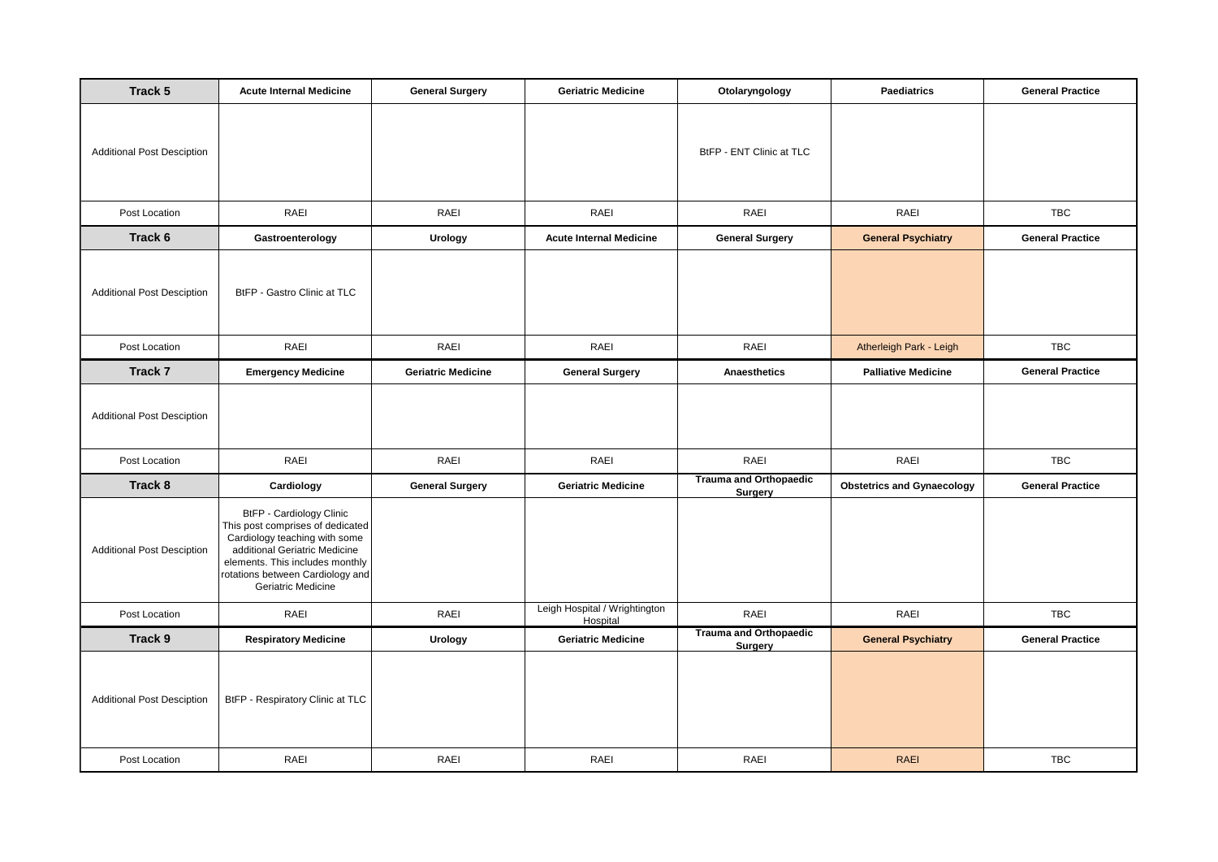| Track 5 | Acute Internal Medicine | General Surgery | Geriatric Medicine | Otolaryngology | Paediatrics | General Practice |
|---|---|---|---|---|---|---|
| Additional Post Desciption | | | | BtFP - ENT Clinic at TLC | | |
| Post Location | RAEI | RAEI | RAEI | RAEI | RAEI | TBC |
| **Track 6** | **Gastroenterology** | **Urology** | **Acute Internal Medicine** | **General Surgery** | **General Psychiatry** | **General Practice** |
| Additional Post Desciption | BtFP - Gastro Clinic at TLC | | | | | |
| Post Location | RAEI | RAEI | RAEI | RAEI | Atherleigh Park - Leigh | TBC |
| **Track 7** | **Emergency Medicine** | **Geriatric Medicine** | **General Surgery** | **Anaesthetics** | **Palliative Medicine** | **General Practice** |
| Additional Post Desciption | | | | | | |
| Post Location | RAEI | RAEI | RAEI | RAEI | RAEI | TBC |
| **Track 8** | **Cardiology** | **General Surgery** | **Geriatric Medicine** | **Trauma and Orthopaedic Surgery** | **Obstetrics and Gynaecology** | **General Practice** |
| Additional Post Desciption | BtFP - Cardiology Clinic This post comprises of dedicated Cardiology teaching with some additional Geriatric Medicine elements. This includes monthly rotations between Cardiology and Geriatric Medicine | | | | | |
| Post Location | RAEI | RAEI | Leigh Hospital / Wrightington Hospital | RAEI | RAEI | TBC |
| **Track 9** | **Respiratory Medicine** | **Urology** | **Geriatric Medicine** | **Trauma and Orthopaedic Surgery** | **General Psychiatry** | **General Practice** |
| Additional Post Desciption | BtFP - Respiratory Clinic at TLC | | | | | |
| Post Location | RAEI | RAEI | RAEI | RAEI | RAEI | TBC |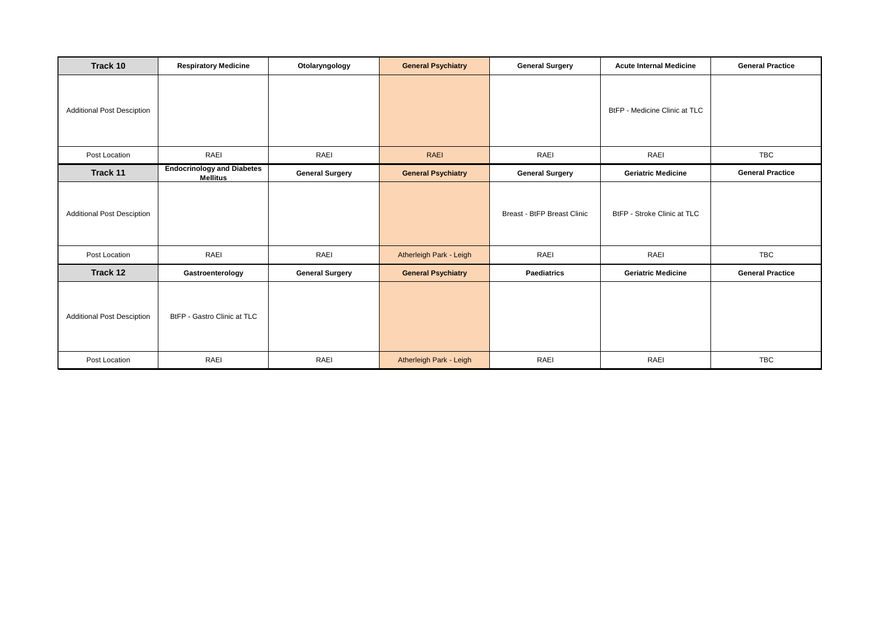| Track 10 | Respiratory Medicine | Otolaryngology | General Psychiatry | General Surgery | Acute Internal Medicine | General Practice |
|---|---|---|---|---|---|---|
| Additional Post Desciption | | | | | BtFP - Medicine Clinic at TLC | |
| Post Location | RAEI | RAEI | RAEI | RAEI | RAEI | TBC |
| **Track 11** | **Endocrinology and Diabetes Mellitus** | **General Surgery** | **General Psychiatry** | **General Surgery** | **Geriatric Medicine** | **General Practice** |
| Additional Post Desciption | | | | Breast - BtFP Breast Clinic | BtFP - Stroke Clinic at TLC | |
| Post Location | RAEI | RAEI | Atherleigh Park - Leigh | RAEI | RAEI | TBC |
| **Track 12** | **Gastroenterology** | **General Surgery** | **General Psychiatry** | **Paediatrics** | **Geriatric Medicine** | **General Practice** |
| Additional Post Desciption | BtFP - Gastro Clinic at TLC | | | | | |
| Post Location | RAEI | RAEI | Atherleigh Park - Leigh | RAEI | RAEI | TBC |